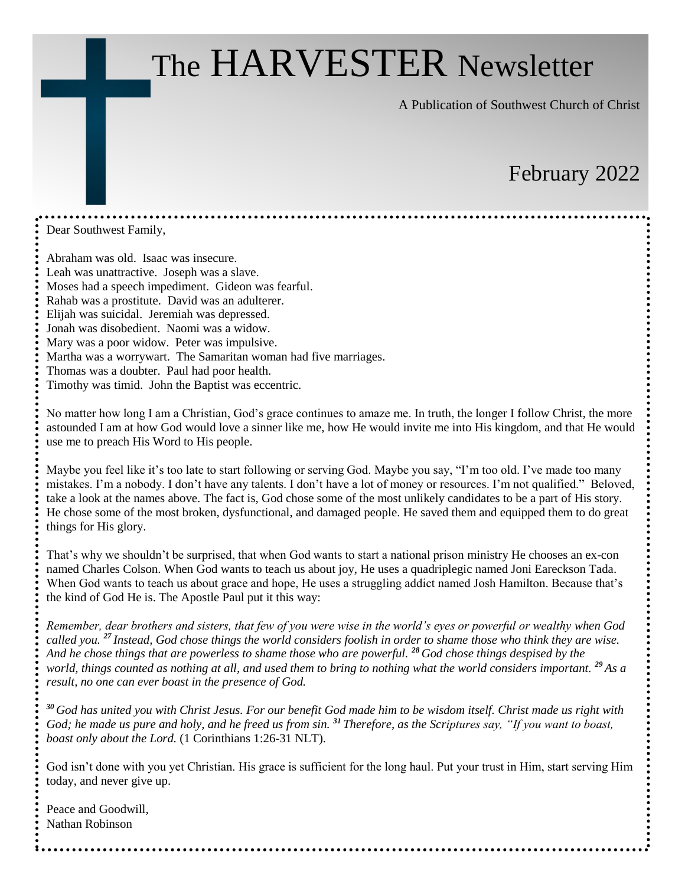# The HARVESTER Newsletter

A Publication of Southwest Church of Christ

February 2022

Dear Southwest Family,

Abraham was old. Isaac was insecure.
Leah was unattractive. Joseph was a slave.
Moses had a speech impediment. Gideon was fearful.
Rahab was a prostitute. David was an adulterer.
Elijah was suicidal. Jeremiah was depressed.
Jonah was disobedient. Naomi was a widow.
Mary was a poor widow. Peter was impulsive.
Martha was a worrywart. The Samaritan woman had five marriages.
Thomas was a doubter. Paul had poor health.
Timothy was timid. John the Baptist was eccentric.

No matter how long I am a Christian, God's grace continues to amaze me. In truth, the longer I follow Christ, the more astounded I am at how God would love a sinner like me, how He would invite me into His kingdom, and that He would use me to preach His Word to His people.

Maybe you feel like it's too late to start following or serving God. Maybe you say, "I'm too old. I've made too many mistakes. I'm a nobody. I don't have any talents. I don't have a lot of money or resources. I'm not qualified." Beloved, take a look at the names above. The fact is, God chose some of the most unlikely candidates to be a part of His story. He chose some of the most broken, dysfunctional, and damaged people. He saved them and equipped them to do great things for His glory.

That's why we shouldn't be surprised, that when God wants to start a national prison ministry He chooses an ex-con named Charles Colson. When God wants to teach us about joy, He uses a quadriplegic named Joni Eareckson Tada. When God wants to teach us about grace and hope, He uses a struggling addict named Josh Hamilton. Because that's the kind of God He is. The Apostle Paul put it this way:

*Remember, dear brothers and sisters, that few of you were wise in the world's eyes or powerful or wealthy when God called you.* ***27*** *Instead, God chose things the world considers foolish in order to shame those who think they are wise. And he chose things that are powerless to shame those who are powerful.* ***28*** *God chose things despised by the world, things counted as nothing at all, and used them to bring to nothing what the world considers important.* ***29*** *As a result, no one can ever boast in the presence of God.*

***30*** *God has united you with Christ Jesus. For our benefit God made him to be wisdom itself. Christ made us right with God; he made us pure and holy, and he freed us from sin.* ***31*** *Therefore, as the Scriptures say, "If you want to boast, boast only about the Lord.* (1 Corinthians 1:26-31 NLT).

God isn't done with you yet Christian. His grace is sufficient for the long haul. Put your trust in Him, start serving Him today, and never give up.

Peace and Goodwill,
Nathan Robinson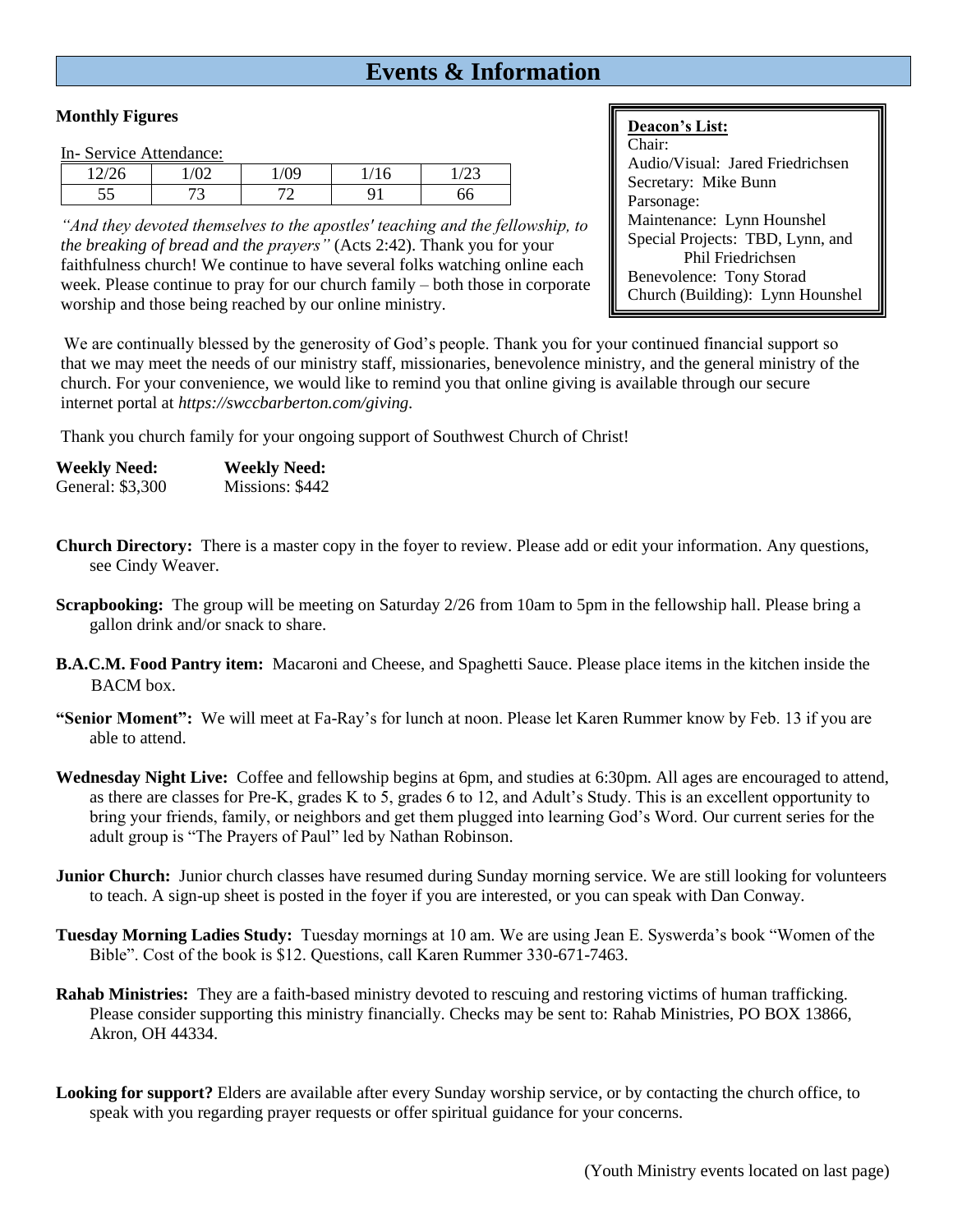# Events & Information

**Monthly Figures**

In- Service Attendance:

| 12/26 | 1/02 | 1/09 | 1/16 | 1/23 |
|---|---|---|---|---|
| 55 | 73 | 72 | 91 | 66 |

*"And they devoted themselves to the apostles' teaching and the fellowship, to the breaking of bread and the prayers"* (Acts 2:42). Thank you for your faithfulness church! We continue to have several folks watching online each week. Please continue to pray for our church family – both those in corporate worship and those being reached by our online ministry.

**Deacon's List:**
Chair:
Audio/Visual: Jared Friedrichsen
Secretary: Mike Bunn
Parsonage:
Maintenance: Lynn Hounshel
Special Projects: TBD, Lynn, and Phil Friedrichsen
Benevolence: Tony Storad
Church (Building): Lynn Hounshel

We are continually blessed by the generosity of God's people. Thank you for your continued financial support so that we may meet the needs of our ministry staff, missionaries, benevolence ministry, and the general ministry of the church. For your convenience, we would like to remind you that online giving is available through our secure internet portal at *https://swccbarberton.com/giving.*

Thank you church family for your ongoing support of Southwest Church of Christ!

**Weekly Need:**
General: $3,300

**Weekly Need:**
Missions: $442

**Church Directory:** There is a master copy in the foyer to review. Please add or edit your information. Any questions, see Cindy Weaver.

**Scrapbooking:** The group will be meeting on Saturday 2/26 from 10am to 5pm in the fellowship hall. Please bring a gallon drink and/or snack to share.

**B.A.C.M. Food Pantry item:** Macaroni and Cheese, and Spaghetti Sauce. Please place items in the kitchen inside the BACM box.

**"Senior Moment":** We will meet at Fa-Ray's for lunch at noon. Please let Karen Rummer know by Feb. 13 if you are able to attend.

**Wednesday Night Live:** Coffee and fellowship begins at 6pm, and studies at 6:30pm. All ages are encouraged to attend, as there are classes for Pre-K, grades K to 5, grades 6 to 12, and Adult's Study. This is an excellent opportunity to bring your friends, family, or neighbors and get them plugged into learning God's Word. Our current series for the adult group is "The Prayers of Paul" led by Nathan Robinson.

**Junior Church:** Junior church classes have resumed during Sunday morning service. We are still looking for volunteers to teach. A sign-up sheet is posted in the foyer if you are interested, or you can speak with Dan Conway.

**Tuesday Morning Ladies Study:** Tuesday mornings at 10 am. We are using Jean E. Syswerda's book "Women of the Bible". Cost of the book is $12. Questions, call Karen Rummer 330-671-7463.

**Rahab Ministries:** They are a faith-based ministry devoted to rescuing and restoring victims of human trafficking. Please consider supporting this ministry financially. Checks may be sent to: Rahab Ministries, PO BOX 13866, Akron, OH 44334.

**Looking for support?** Elders are available after every Sunday worship service, or by contacting the church office, to speak with you regarding prayer requests or offer spiritual guidance for your concerns.

(Youth Ministry events located on last page)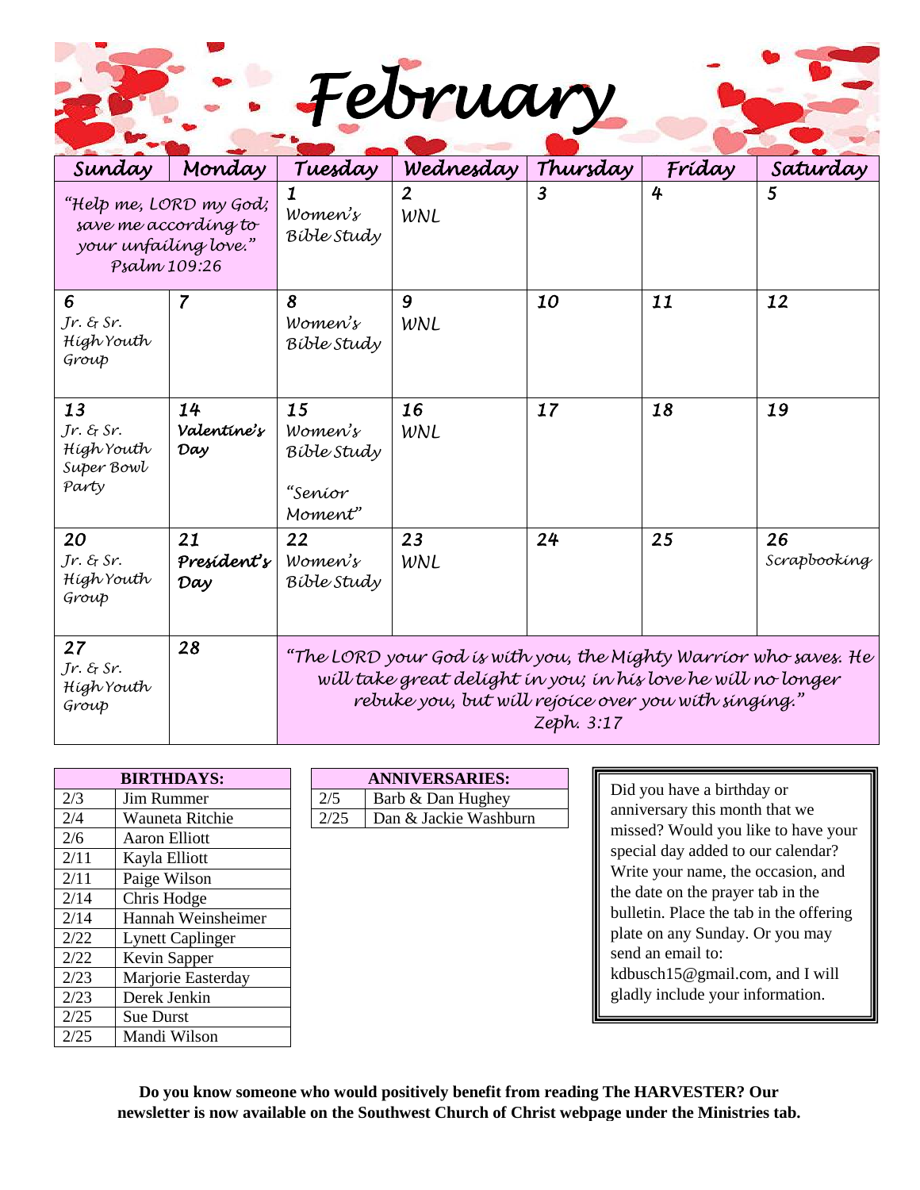# February

| Sunday | Monday | Tuesday | Wednesday | Thursday | Friday | Saturday |
|---|---|---|---|---|---|---|
| "Help me, LORD my God; save me according to your unfailing love." Psalm 109:26 | | 1 Women's Bible Study | 2 WNL | 3 | 4 | 5 |
| 6 Jr. & Sr. High Youth Group | 7 | 8 Women's Bible Study | 9 WNL | 10 | 11 | 12 |
| 13 Jr. & Sr. High Youth Super Bowl Party | 14 Valentine's Day | 15 Women's Bible Study "Senior Moment" | 16 WNL | 17 | 18 | 19 |
| 20 Jr. & Sr. High Youth Group | 21 President's Day | 22 Women's Bible Study | 23 WNL | 24 | 25 | 26 Scrapbooking |
| 27 Jr. & Sr. High Youth Group | 28 | "The LORD your God is with you, the Mighty Warrior who saves. He will take great delight in you; in his love he will no longer rebuke you, but will rejoice over you with singing." Zeph. 3:17 | | | | |

| BIRTHDAYS: | |
|---|---|
| 2/3 | Jim Rummer |
| 2/4 | Wauneta Ritchie |
| 2/6 | Aaron Elliott |
| 2/11 | Kayla Elliott |
| 2/11 | Paige Wilson |
| 2/14 | Chris Hodge |
| 2/14 | Hannah Weinsheimer |
| 2/22 | Lynett Caplinger |
| 2/22 | Kevin Sapper |
| 2/23 | Marjorie Easterday |
| 2/23 | Derek Jenkin |
| 2/25 | Sue Durst |
| 2/25 | Mandi Wilson |

| ANNIVERSARIES: | |
|---|---|
| 2/5 | Barb & Dan Hughey |
| 2/25 | Dan & Jackie Washburn |

Did you have a birthday or anniversary this month that we missed? Would you like to have your special day added to our calendar? Write your name, the occasion, and the date on the prayer tab in the bulletin. Place the tab in the offering plate on any Sunday. Or you may send an email to: kdbusch15@gmail.com, and I will gladly include your information.

**Do you know someone who would positively benefit from reading The HARVESTER? Our newsletter is now available on the Southwest Church of Christ webpage under the Ministries tab.**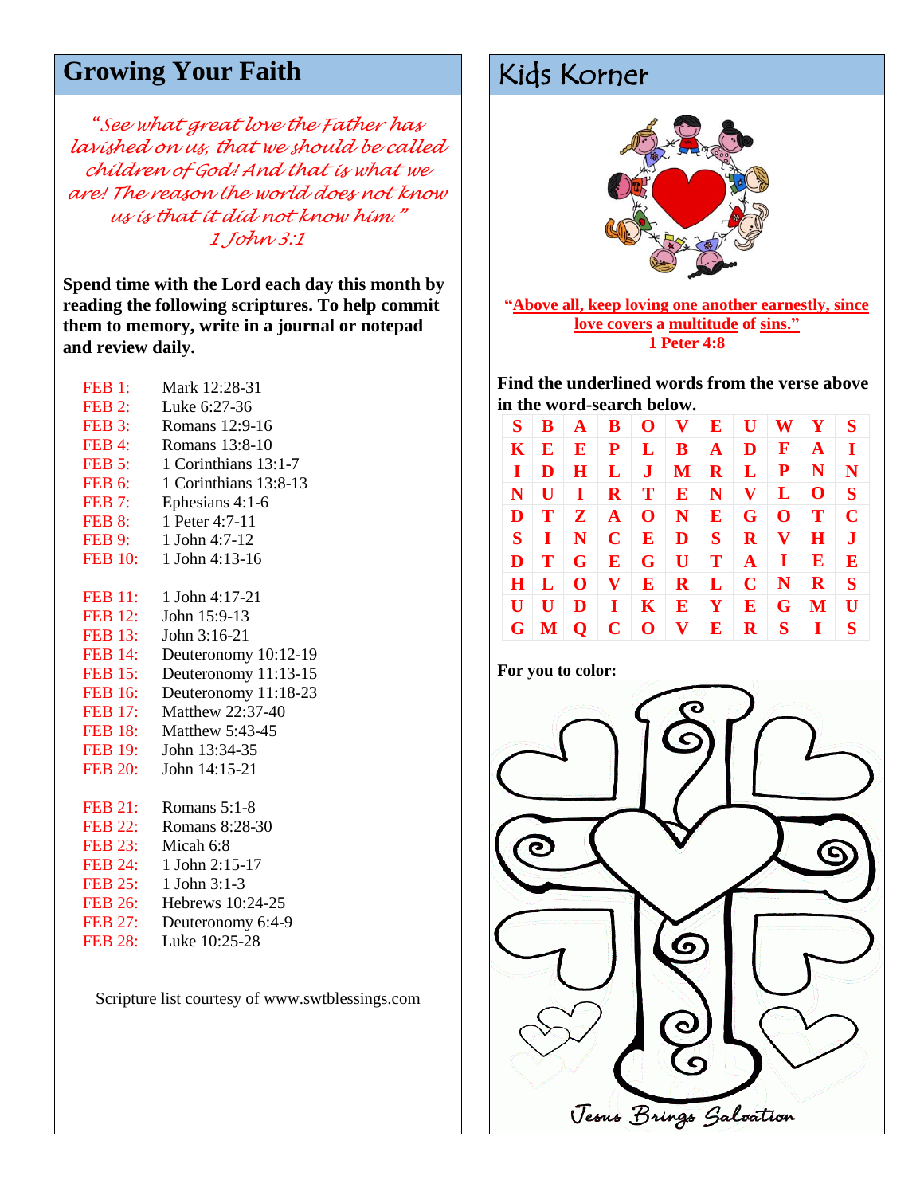## Growing Your Faith

*"See what great love the Father has lavished on us, that we should be called children of God! And that is what we are! The reason the world does not know us is that it did not know him."*
*1 John 3:1*

**Spend time with the Lord each day this month by reading the following scriptures. To help commit them to memory, write in a journal or notepad and review daily.**

FEB 1: Mark 12:28-31
FEB 2: Luke 6:27-36
FEB 3: Romans 12:9-16
FEB 4: Romans 13:8-10
FEB 5: 1 Corinthians 13:1-7
FEB 6: 1 Corinthians 13:8-13
FEB 7: Ephesians 4:1-6
FEB 8: 1 Peter 4:7-11
FEB 9: 1 John 4:7-12
FEB 10: 1 John 4:13-16

FEB 11: 1 John 4:17-21
FEB 12: John 15:9-13
FEB 13: John 3:16-21
FEB 14: Deuteronomy 10:12-19
FEB 15: Deuteronomy 11:13-15
FEB 16: Deuteronomy 11:18-23
FEB 17: Matthew 22:37-40
FEB 18: Matthew 5:43-45
FEB 19: John 13:34-35
FEB 20: John 14:15-21

FEB 21: Romans 5:1-8
FEB 22: Romans 8:28-30
FEB 23: Micah 6:8
FEB 24: 1 John 2:15-17
FEB 25: 1 John 3:1-3
FEB 26: Hebrews 10:24-25
FEB 27: Deuteronomy 6:4-9
FEB 28: Luke 10:25-28

Scripture list courtesy of www.swtblessings.com

## Kids Korner

**"Above all, keep loving one another earnestly, since love covers a multitude of sins."**
**1 Peter 4:8**

**Find the underlined words from the verse above in the word-search below.**

| | | | | | | | | | | |
|---|---|---|---|---|---|---|---|---|---|---|
| S | B | A | B | O | V | E | U | W | Y | S |
| K | E | E | P | L | B | A | D | F | A | I |
| I | D | H | L | J | M | R | L | P | N | N |
| N | U | I | R | T | E | N | V | L | O | S |
| D | T | Z | A | O | N | E | G | O | T | C |
| S | I | N | C | E | D | S | R | V | H | J |
| D | T | G | E | G | U | T | A | I | E | E |
| H | L | O | V | E | R | L | C | N | R | S |
| U | U | D | I | K | E | Y | E | G | M | U |
| G | M | Q | C | O | V | E | R | S | I | S |

**For you to color:**

Jesus Brings Salvation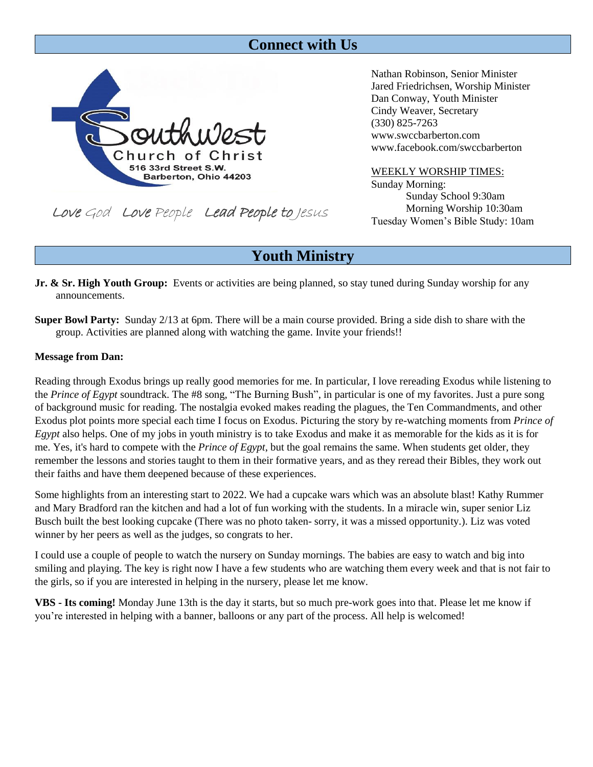## Connect with Us

Southwest
Church of Christ
516 33rd Street S.W.
Barberton, Ohio 44203

*Love God Love People Lead People to Jesus*

Nathan Robinson, Senior Minister
Jared Friedrichsen, Worship Minister
Dan Conway, Youth Minister
Cindy Weaver, Secretary
(330) 825-7263
www.swccbarberton.com
www.facebook.com/swccbarberton

WEEKLY WORSHIP TIMES:
Sunday Morning:
Sunday School 9:30am
Morning Worship 10:30am
Tuesday Women's Bible Study: 10am

## Youth Ministry

**Jr. & Sr. High Youth Group:** Events or activities are being planned, so stay tuned during Sunday worship for any announcements.

**Super Bowl Party:** Sunday 2/13 at 6pm. There will be a main course provided. Bring a side dish to share with the group. Activities are planned along with watching the game. Invite your friends!!

**Message from Dan:**

Reading through Exodus brings up really good memories for me. In particular, I love rereading Exodus while listening to the *Prince of Egypt* soundtrack. The #8 song, "The Burning Bush", in particular is one of my favorites. Just a pure song of background music for reading. The nostalgia evoked makes reading the plagues, the Ten Commandments, and other Exodus plot points more special each time I focus on Exodus. Picturing the story by re-watching moments from *Prince of Egypt* also helps. One of my jobs in youth ministry is to take Exodus and make it as memorable for the kids as it is for me. Yes, it's hard to compete with the *Prince of Egypt*, but the goal remains the same. When students get older, they remember the lessons and stories taught to them in their formative years, and as they reread their Bibles, they work out their faiths and have them deepened because of these experiences.

Some highlights from an interesting start to 2022. We had a cupcake wars which was an absolute blast! Kathy Rummer and Mary Bradford ran the kitchen and had a lot of fun working with the students. In a miracle win, super senior Liz Busch built the best looking cupcake (There was no photo taken- sorry, it was a missed opportunity.). Liz was voted winner by her peers as well as the judges, so congrats to her.

I could use a couple of people to watch the nursery on Sunday mornings. The babies are easy to watch and big into smiling and playing. The key is right now I have a few students who are watching them every week and that is not fair to the girls, so if you are interested in helping in the nursery, please let me know.

**VBS - Its coming!** Monday June 13th is the day it starts, but so much pre-work goes into that. Please let me know if you're interested in helping with a banner, balloons or any part of the process. All help is welcomed!